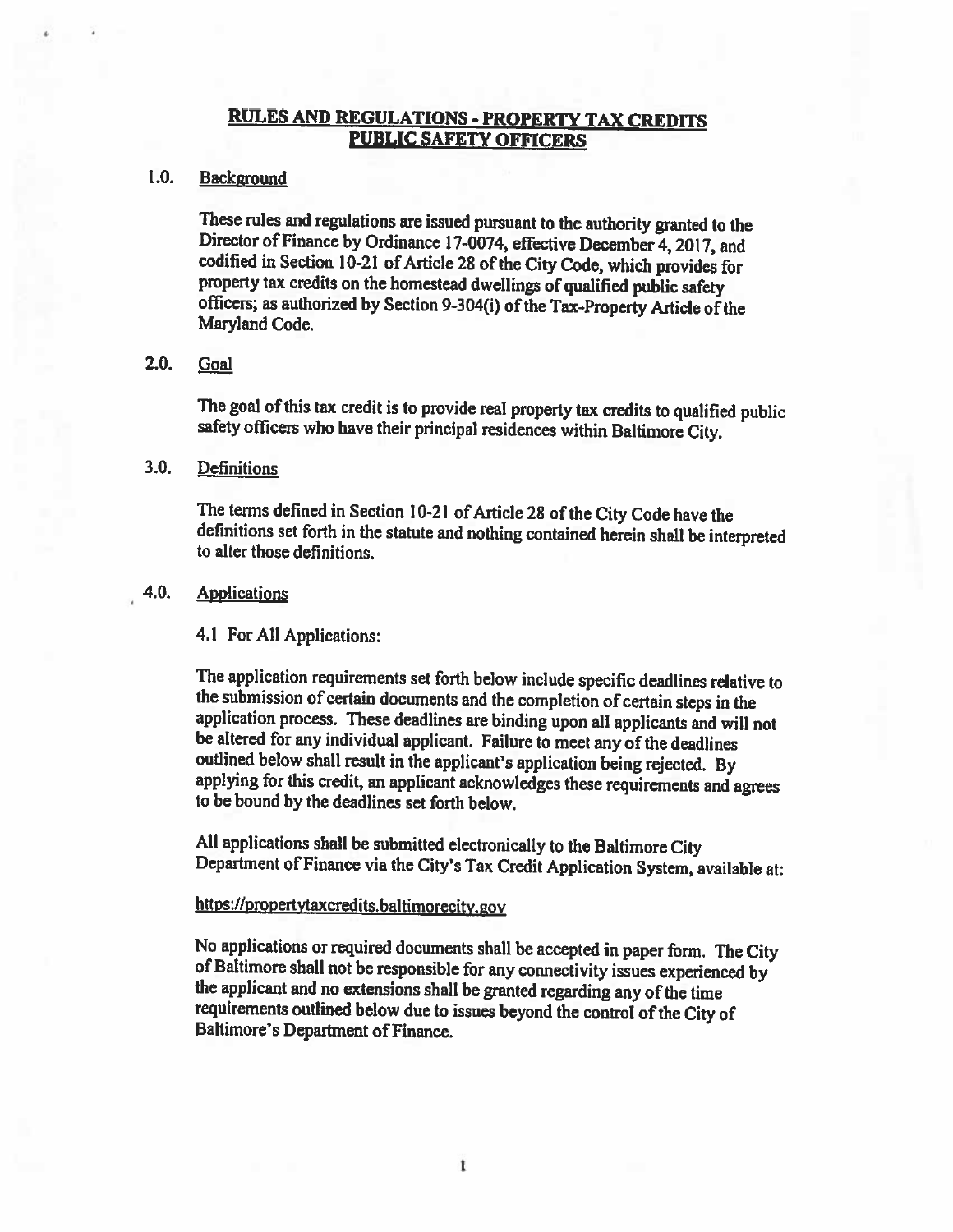# RULES AND REGULATIONS - PROPERTY TAX CREDITS PUBLIC SAFETY OFFICERS

## 1.0. Background

These rules and regulations are issued pursuant to the authority granted to the Director of Finance by Ordinance 17-0074, effective December 4, 2017, and codified in Section 10-21 of Article 28 of the City Code, which provides for property tax credits on the homestead dwellings of qualified public safety officers; as authorized by Section 9-304(i) of the Tax-Property Article of the Maryland Code.

## 2.0. Goal

The goal of this tax credit is to provide real property tax credits to qualified public safety officers who have their principal residences within Baltimore City.

## 3.0. Definitions

The terms defined in Section 10-21 of Article 28 of the City Code have the definitions set forth in the statute and nothing contained herein shall be interpreted to alter those definitions.

## 4.0. Applications

4.1 For All Applications:

The application requirements set forth below include specific deadlines relative to the submission of certain documents and the completion of certain steps in the application process. These deadlines are binding upon all applicants and will not be altered for any individual applicant. Failure to meet any of the deadlines outlined below shall result in the applicant's application being rejected. By applying for this credit, an applicant acknowledges these requirements and agrees to be bound by the deadlines set forth below.

All applications shall be submitted electronically to the Baltimore City Department of Finance via the City's Tax Credit Application System, available at:

https://propertytaxcredits.baltimorecity.gov

No applications or required documents shall be accepted in paper form. The City of Baltimore shall not be responsible for any connectivity issues experienced by the applicant and no extensions shall be granted regarding any of the time requirements outlined below due to issues beyond the control of the City of Baltimore's Department of Finance.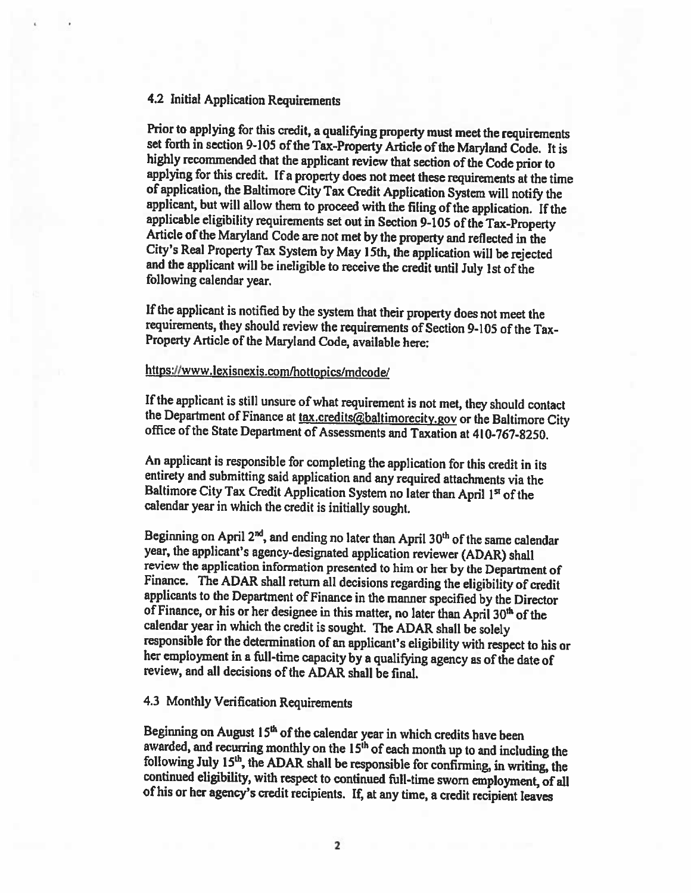## 4.2 Initial Application Requirements

Prior to applying for this credit, a qualifying property must meet the requirements set forth in section 9-105 of the Tax-Property Article of the Maryland Code. It is highly recommended that the applicant review that section of the Code prior to applying for this credit. If a property does not meet these requirements at the time of application, the Baltimore City Tax Credit Application System will notify the applicant, but will allow them to proceed with the filing of the application. If the applicable eligibility requirements set out in Section 9-105 of the Tax-Property Article of the Maryland Code are not met by the property and reflected in the City's Real Property Tax System by May 15th, the application will be rejected and the applicant will be ineligible to receive the credit until July 1st of the following calendar year.

If the applicant is notified by the system that their property does not meet the requirements, they should review the requirements of Section 9-105 of the Tax-Property Article of the Maryland Code, available here:

https://www.lexisnexis.com/hottopics/mdcode/

If the applicant is still unsure of what requirement is not met, they should contact the Department of Finance at tax.credits@baltimorecity.gov or the Baltimore City office of the State Department of Assessments and Taxation at 410-767-8250.

An applicant is responsible for completing the application for this credit in its entirety and submitting said application and any required attachments via the Baltimore City Tax Credit Application System no later than April 1st of the calendar year in which the credit is initially sought.

Beginning on April 2nd, and ending no later than April 30th of the same calendar year, the applicant's agency-designated application reviewer (ADAR) shall review the application information presented to him or her by the Department of Finance. The ADAR shall return all decisions regarding the eligibility of credit applicants to the Department of Finance in the manner specified by the Director of Finance, or his or her designee in this matter, no later than April 30th of the calendar year in which the credit is sought. The ADAR shall be solely responsible for the determination of an applicant's eligibility with respect to his or her employment in a full-time capacity by a qualifying agency as of the date of review, and all decisions of the ADAR shall be final.

## 4.3 Monthly Verification Requirements

Beginning on August 15th of the calendar year in which credits have been awarded, and recurring monthly on the 15th of each month up to and including the following July 15th, the ADAR shall be responsible for confirming, in writing, the continued eligibility, with respect to continued full-time sworn employment, of all of his or her agency's credit recipients. If, at any time, a credit recipient leaves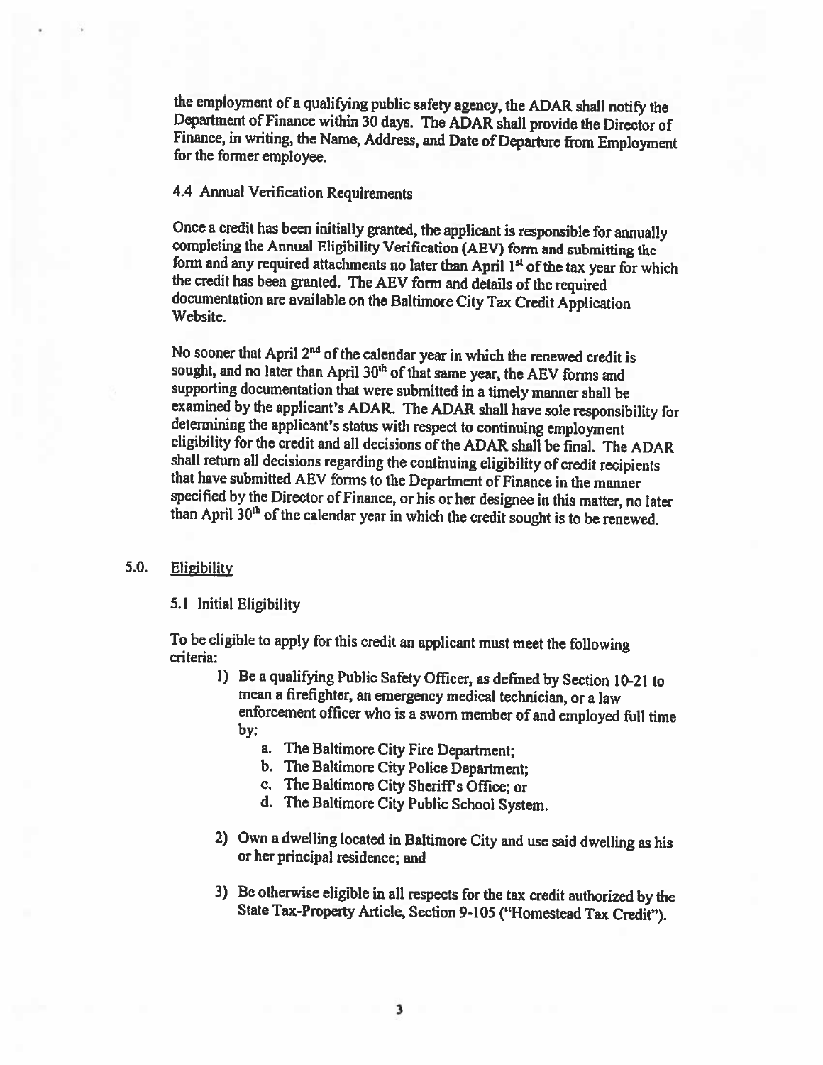the employment of a qualifying public safety agency, the ADAR shall notify the Department of Finance within 30 days. The ADAR shall provide the Director of Finance, in writing, the Name, Address, and Date of Departure from Employment for the former employee.

### 4.4 Annual Verification Requirements

Once a credit has been initially granted, the applicant is responsible for annually completing the Annual Eligibility Verification (AEV) form and submitting the form and any required attachments no later than April 1st of the tax year for which the credit has been granted. The AEV form and details of the required documentation are available on the Baltimore City Tax Credit Application Website.

No sooner that April 2nd of the calendar year in which the renewed credit is sought, and no later than April 30th of that same year, the AEV forms and supporting documentation that were submitted in a timely manner shall be examined by the applicant's ADAR. The ADAR shall have sole responsibility for determining the applicant's status with respect to continuing employment eligibility for the credit and all decisions of the ADAR shall be final. The ADAR shall return all decisions regarding the continuing eligibility of credit recipients that have submitted AEV forms to the Department of Finance in the manner specified by the Director of Finance, or his or her designee in this matter, no later than April 30th of the calendar year in which the credit sought is to be renewed.

## 5.0. <u>Eligibility</u>

### 5.1 Initial Eligibility

To be eligible to apply for this credit an applicant must meet the following criteria:

1) Be a qualifying Public Safety Officer, as defined by Section 10-21 to mean a firefighter, an emergency medical technician, or a law enforcement officer who is a sworn member of and employed full time by:
    a. The Baltimore City Fire Department;
    b. The Baltimore City Police Department;
    c. The Baltimore City Sheriff's Office; or
    d. The Baltimore City Public School System.

2) Own a dwelling located in Baltimore City and use said dwelling as his or her principal residence; and

3) Be otherwise eligible in all respects for the tax credit authorized by the State Tax-Property Article, Section 9-105 ("Homestead Tax Credit").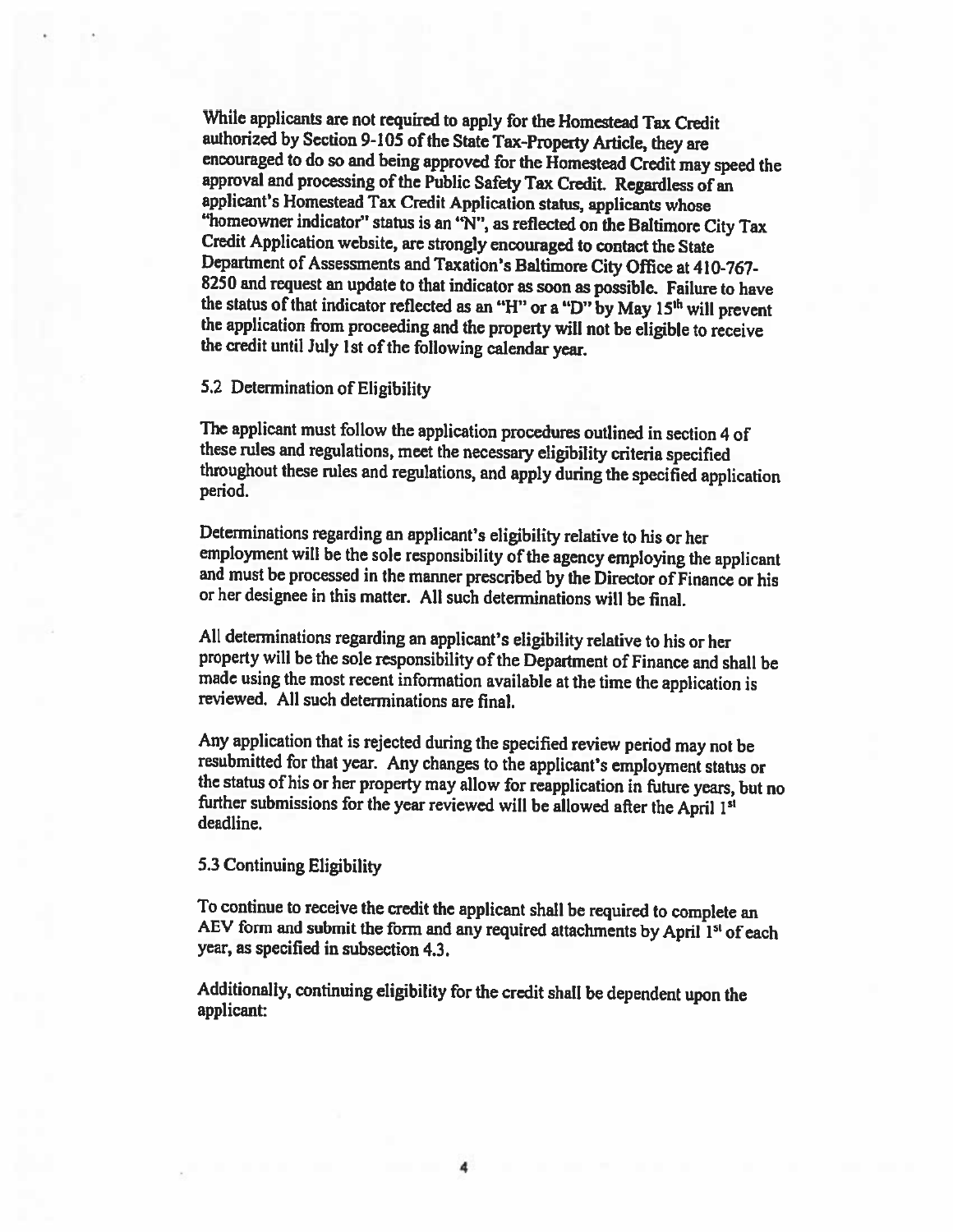While applicants are not required to apply for the Homestead Tax Credit authorized by Section 9-105 of the State Tax-Property Article, they are encouraged to do so and being approved for the Homestead Credit may speed the approval and processing of the Public Safety Tax Credit. Regardless of an applicant's Homestead Tax Credit Application status, applicants whose "homeowner indicator" status is an "N", as reflected on the Baltimore City Tax Credit Application website, are strongly encouraged to contact the State Department of Assessments and Taxation's Baltimore City Office at 410-767-8250 and request an update to that indicator as soon as possible. Failure to have the status of that indicator reflected as an "H" or a "D" by May 15th will prevent the application from proceeding and the property will not be eligible to receive the credit until July 1st of the following calendar year.

### 5.2 Determination of Eligibility

The applicant must follow the application procedures outlined in section 4 of these rules and regulations, meet the necessary eligibility criteria specified throughout these rules and regulations, and apply during the specified application period.

Determinations regarding an applicant's eligibility relative to his or her employment will be the sole responsibility of the agency employing the applicant and must be processed in the manner prescribed by the Director of Finance or his or her designee in this matter. All such determinations will be final.

All determinations regarding an applicant's eligibility relative to his or her property will be the sole responsibility of the Department of Finance and shall be made using the most recent information available at the time the application is reviewed. All such determinations are final.

Any application that is rejected during the specified review period may not be resubmitted for that year. Any changes to the applicant's employment status or the status of his or her property may allow for reapplication in future years, but no further submissions for the year reviewed will be allowed after the April 1st deadline.

### 5.3 Continuing Eligibility

To continue to receive the credit the applicant shall be required to complete an AEV form and submit the form and any required attachments by April 1st of each year, as specified in subsection 4.3.

Additionally, continuing eligibility for the credit shall be dependent upon the applicant: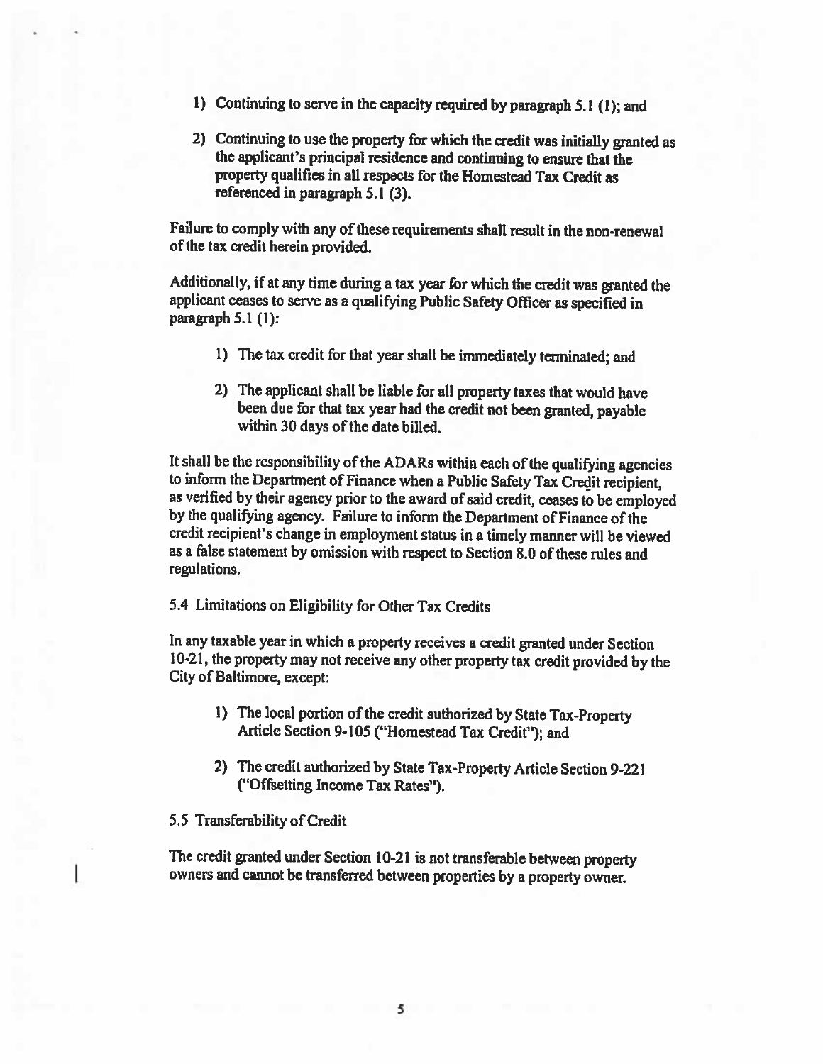1) Continuing to serve in the capacity required by paragraph 5.1 (1); and

2) Continuing to use the property for which the credit was initially granted as the applicant's principal residence and continuing to ensure that the property qualifies in all respects for the Homestead Tax Credit as referenced in paragraph 5.1 (3).

Failure to comply with any of these requirements shall result in the non-renewal of the tax credit herein provided.

Additionally, if at any time during a tax year for which the credit was granted the applicant ceases to serve as a qualifying Public Safety Officer as specified in paragraph 5.1 (1):

1) The tax credit for that year shall be immediately terminated; and

2) The applicant shall be liable for all property taxes that would have been due for that tax year had the credit not been granted, payable within 30 days of the date billed.

It shall be the responsibility of the ADARs within each of the qualifying agencies to inform the Department of Finance when a Public Safety Tax Credit recipient, as verified by their agency prior to the award of said credit, ceases to be employed by the qualifying agency. Failure to inform the Department of Finance of the credit recipient's change in employment status in a timely manner will be viewed as a false statement by omission with respect to Section 8.0 of these rules and regulations.

5.4 Limitations on Eligibility for Other Tax Credits

In any taxable year in which a property receives a credit granted under Section 10-21, the property may not receive any other property tax credit provided by the City of Baltimore, except:

1) The local portion of the credit authorized by State Tax-Property Article Section 9-105 ("Homestead Tax Credit"); and

2) The credit authorized by State Tax-Property Article Section 9-221 ("Offsetting Income Tax Rates").

5.5 Transferability of Credit

The credit granted under Section 10-21 is not transferable between property owners and cannot be transferred between properties by a property owner.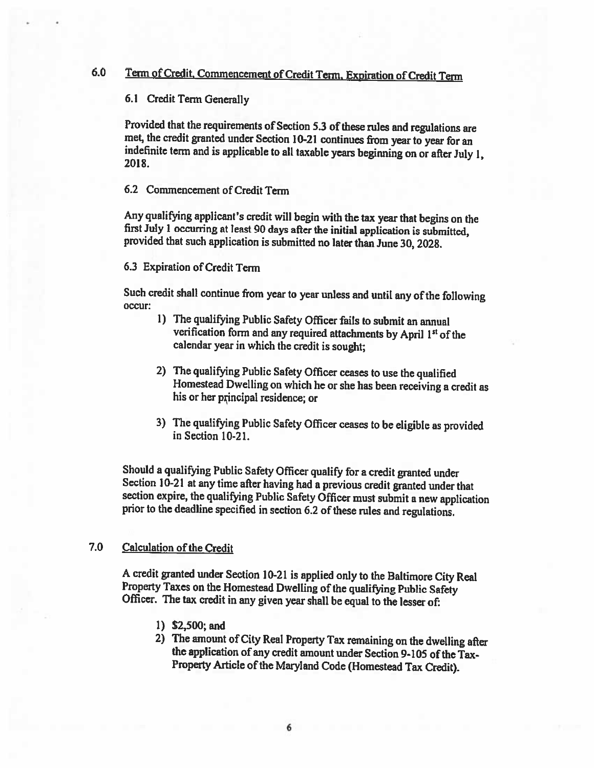## 6.0 Term of Credit, Commencement of Credit Term, Expiration of Credit Term

### 6.1 Credit Term Generally

Provided that the requirements of Section 5.3 of these rules and regulations are met, the credit granted under Section 10-21 continues from year to year for an indefinite term and is applicable to all taxable years beginning on or after July 1, 2018.

### 6.2 Commencement of Credit Term

Any qualifying applicant's credit will begin with the tax year that begins on the first July 1 occurring at least 90 days after the initial application is submitted, provided that such application is submitted no later than June 30, 2028.

### 6.3 Expiration of Credit Term

Such credit shall continue from year to year unless and until any of the following occur:

1) The qualifying Public Safety Officer fails to submit an annual verification form and any required attachments by April 1st of the calendar year in which the credit is sought;

2) The qualifying Public Safety Officer ceases to use the qualified Homestead Dwelling on which he or she has been receiving a credit as his or her principal residence; or

3) The qualifying Public Safety Officer ceases to be eligible as provided in Section 10-21.

Should a qualifying Public Safety Officer qualify for a credit granted under Section 10-21 at any time after having had a previous credit granted under that section expire, the qualifying Public Safety Officer must submit a new application prior to the deadline specified in section 6.2 of these rules and regulations.

## 7.0 Calculation of the Credit

A credit granted under Section 10-21 is applied only to the Baltimore City Real Property Taxes on the Homestead Dwelling of the qualifying Public Safety Officer. The tax credit in any given year shall be equal to the lesser of:

1) $2,500; and
2) The amount of City Real Property Tax remaining on the dwelling after the application of any credit amount under Section 9-105 of the Tax-Property Article of the Maryland Code (Homestead Tax Credit).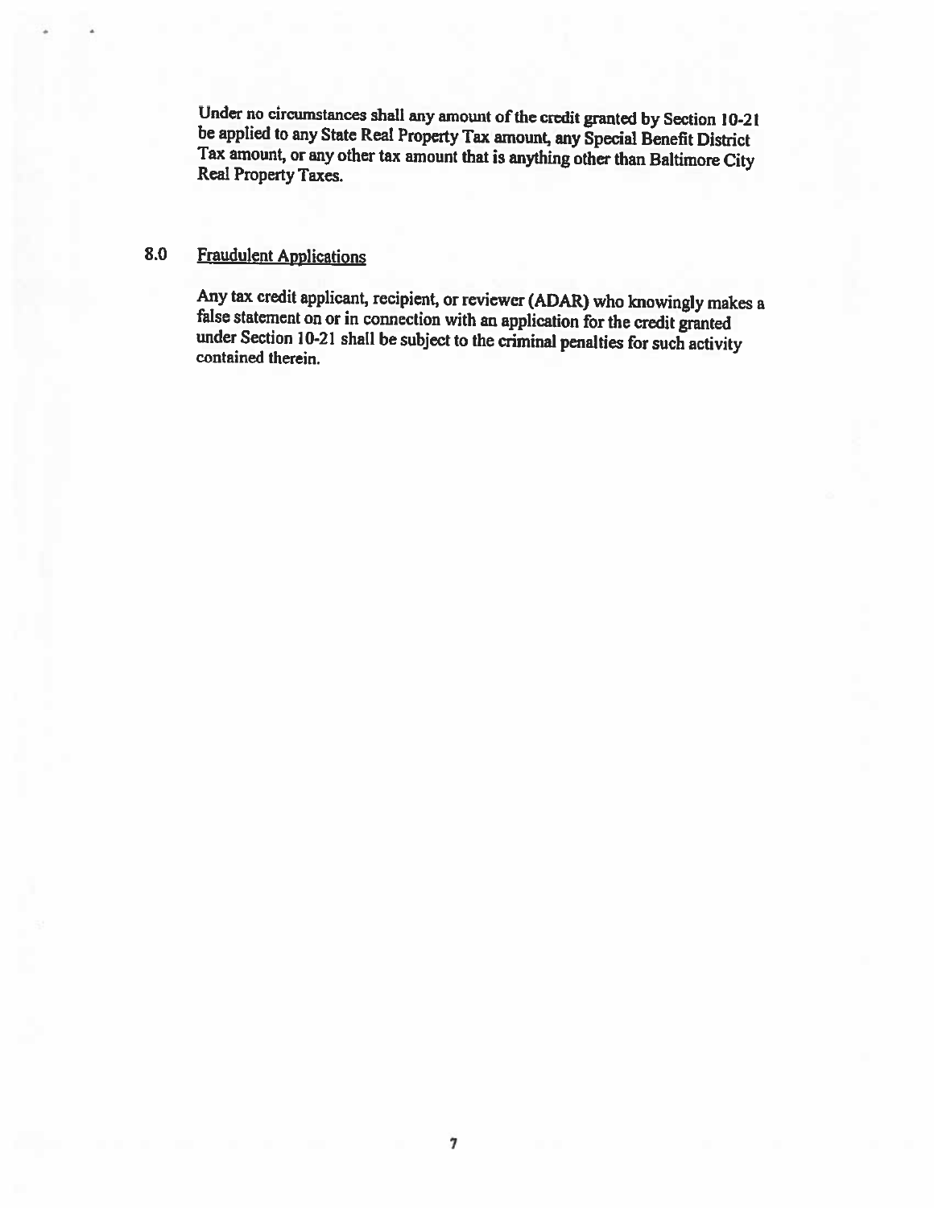Under no circumstances shall any amount of the credit granted by Section 10-21 be applied to any State Real Property Tax amount, any Special Benefit District Tax amount, or any other tax amount that is anything other than Baltimore City Real Property Taxes.

## 8.0 Fraudulent Applications

Any tax credit applicant, recipient, or reviewer (ADAR) who knowingly makes a false statement on or in connection with an application for the credit granted under Section 10-21 shall be subject to the criminal penalties for such activity contained therein.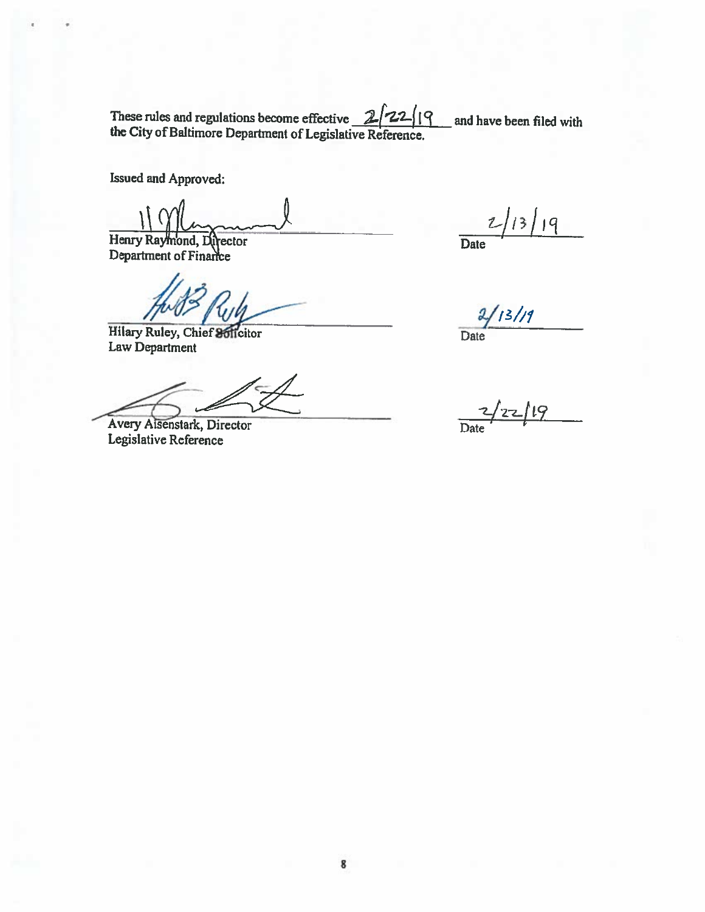These rules and regulations become effective 2/22/19 and have been filed with the City of Baltimore Department of Legislative Reference.

Issued and Approved:

Henry Raymond, Director
Department of Finance

Date: 2/13/19

Hilary Ruley, Chief Solicitor
Law Department

Date: 2/13/19

Avery Aisenstark, Director
Legislative Reference

Date: 2/22/19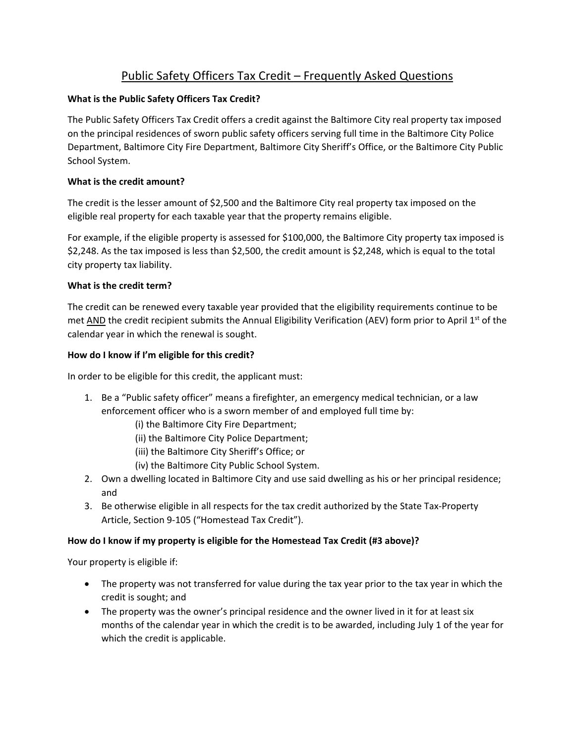# Public Safety Officers Tax Credit – Frequently Asked Questions

**What is the Public Safety Officers Tax Credit?**

The Public Safety Officers Tax Credit offers a credit against the Baltimore City real property tax imposed on the principal residences of sworn public safety officers serving full time in the Baltimore City Police Department, Baltimore City Fire Department, Baltimore City Sheriff's Office, or the Baltimore City Public School System.

**What is the credit amount?**

The credit is the lesser amount of $2,500 and the Baltimore City real property tax imposed on the eligible real property for each taxable year that the property remains eligible.

For example, if the eligible property is assessed for $100,000, the Baltimore City property tax imposed is $2,248. As the tax imposed is less than $2,500, the credit amount is $2,248, which is equal to the total city property tax liability.

**What is the credit term?**

The credit can be renewed every taxable year provided that the eligibility requirements continue to be met <u>AND</u> the credit recipient submits the Annual Eligibility Verification (AEV) form prior to April 1st of the calendar year in which the renewal is sought.

**How do I know if I'm eligible for this credit?**

In order to be eligible for this credit, the applicant must:

1. Be a "Public safety officer" means a firefighter, an emergency medical technician, or a law enforcement officer who is a sworn member of and employed full time by:
   - (i) the Baltimore City Fire Department;
   - (ii) the Baltimore City Police Department;
   - (iii) the Baltimore City Sheriff's Office; or
   - (iv) the Baltimore City Public School System.
2. Own a dwelling located in Baltimore City and use said dwelling as his or her principal residence; and
3. Be otherwise eligible in all respects for the tax credit authorized by the State Tax-Property Article, Section 9-105 ("Homestead Tax Credit").

**How do I know if my property is eligible for the Homestead Tax Credit (#3 above)?**

Your property is eligible if:

- The property was not transferred for value during the tax year prior to the tax year in which the credit is sought; and
- The property was the owner's principal residence and the owner lived in it for at least six months of the calendar year in which the credit is to be awarded, including July 1 of the year for which the credit is applicable.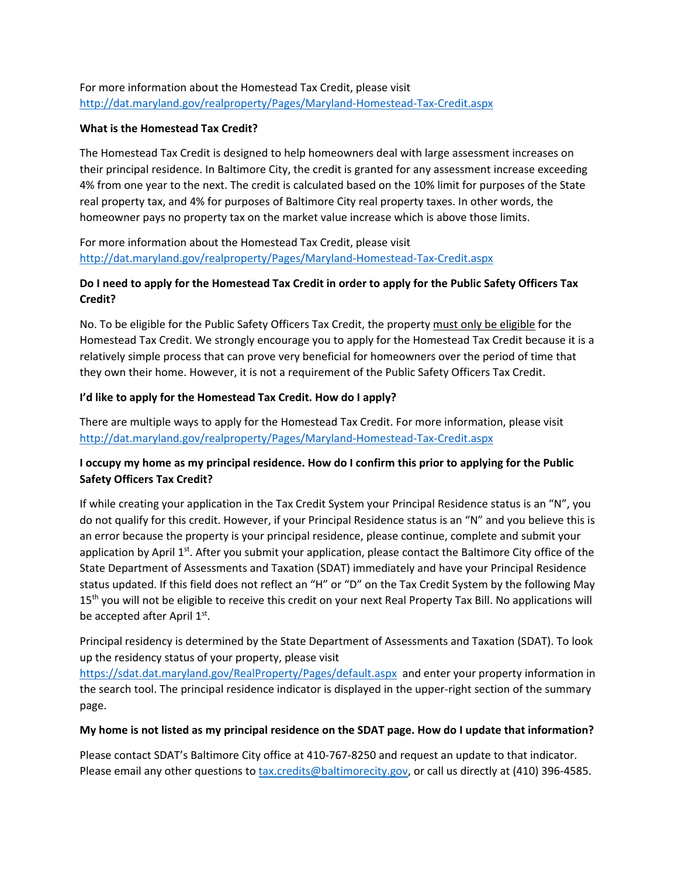For more information about the Homestead Tax Credit, please visit
http://dat.maryland.gov/realproperty/Pages/Maryland-Homestead-Tax-Credit.aspx

**What is the Homestead Tax Credit?**

The Homestead Tax Credit is designed to help homeowners deal with large assessment increases on their principal residence. In Baltimore City, the credit is granted for any assessment increase exceeding 4% from one year to the next. The credit is calculated based on the 10% limit for purposes of the State real property tax, and 4% for purposes of Baltimore City real property taxes. In other words, the homeowner pays no property tax on the market value increase which is above those limits.

For more information about the Homestead Tax Credit, please visit
http://dat.maryland.gov/realproperty/Pages/Maryland-Homestead-Tax-Credit.aspx

**Do I need to apply for the Homestead Tax Credit in order to apply for the Public Safety Officers Tax Credit?**

No. To be eligible for the Public Safety Officers Tax Credit, the property must only be eligible for the Homestead Tax Credit. We strongly encourage you to apply for the Homestead Tax Credit because it is a relatively simple process that can prove very beneficial for homeowners over the period of time that they own their home. However, it is not a requirement of the Public Safety Officers Tax Credit.

**I'd like to apply for the Homestead Tax Credit. How do I apply?**

There are multiple ways to apply for the Homestead Tax Credit. For more information, please visit
http://dat.maryland.gov/realproperty/Pages/Maryland-Homestead-Tax-Credit.aspx

**I occupy my home as my principal residence. How do I confirm this prior to applying for the Public Safety Officers Tax Credit?**

If while creating your application in the Tax Credit System your Principal Residence status is an "N", you do not qualify for this credit. However, if your Principal Residence status is an "N" and you believe this is an error because the property is your principal residence, please continue, complete and submit your application by April 1st. After you submit your application, please contact the Baltimore City office of the State Department of Assessments and Taxation (SDAT) immediately and have your Principal Residence status updated. If this field does not reflect an "H" or "D" on the Tax Credit System by the following May 15th you will not be eligible to receive this credit on your next Real Property Tax Bill. No applications will be accepted after April 1st.

Principal residency is determined by the State Department of Assessments and Taxation (SDAT). To look up the residency status of your property, please visit
https://sdat.dat.maryland.gov/RealProperty/Pages/default.aspx and enter your property information in the search tool. The principal residence indicator is displayed in the upper-right section of the summary page.

**My home is not listed as my principal residence on the SDAT page. How do I update that information?**

Please contact SDAT's Baltimore City office at 410-767-8250 and request an update to that indicator. Please email any other questions to tax.credits@baltimorecity.gov, or call us directly at (410) 396-4585.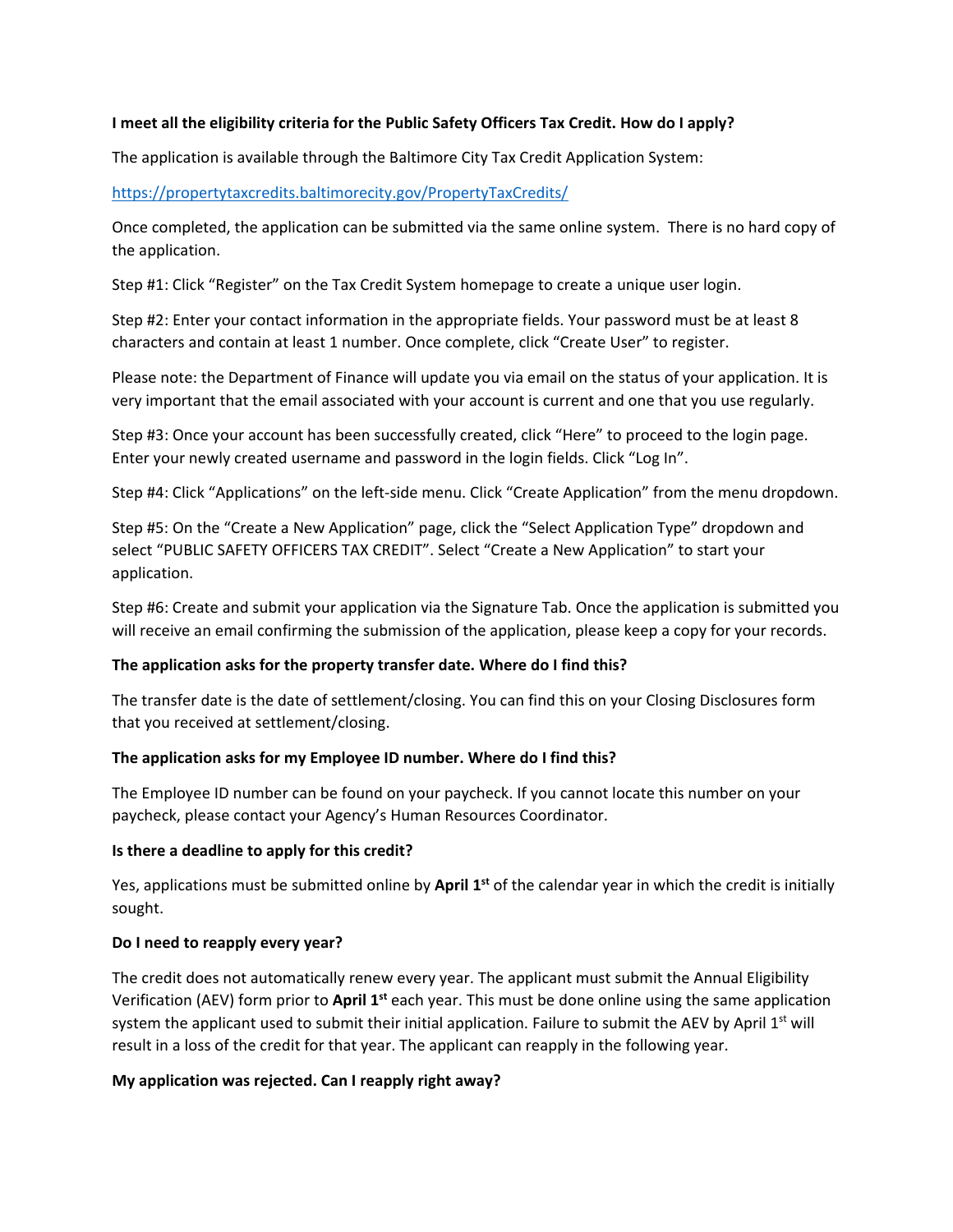**I meet all the eligibility criteria for the Public Safety Officers Tax Credit. How do I apply?**

The application is available through the Baltimore City Tax Credit Application System:

https://propertytaxcredits.baltimorecity.gov/PropertyTaxCredits/

Once completed, the application can be submitted via the same online system. There is no hard copy of the application.

Step #1: Click "Register" on the Tax Credit System homepage to create a unique user login.

Step #2: Enter your contact information in the appropriate fields. Your password must be at least 8 characters and contain at least 1 number. Once complete, click "Create User" to register.

Please note: the Department of Finance will update you via email on the status of your application. It is very important that the email associated with your account is current and one that you use regularly.

Step #3: Once your account has been successfully created, click "Here" to proceed to the login page. Enter your newly created username and password in the login fields. Click "Log In".

Step #4: Click "Applications" on the left-side menu. Click "Create Application" from the menu dropdown.

Step #5: On the "Create a New Application" page, click the "Select Application Type" dropdown and select "PUBLIC SAFETY OFFICERS TAX CREDIT". Select "Create a New Application" to start your application.

Step #6: Create and submit your application via the Signature Tab. Once the application is submitted you will receive an email confirming the submission of the application, please keep a copy for your records.

**The application asks for the property transfer date. Where do I find this?**

The transfer date is the date of settlement/closing. You can find this on your Closing Disclosures form that you received at settlement/closing.

**The application asks for my Employee ID number. Where do I find this?**

The Employee ID number can be found on your paycheck. If you cannot locate this number on your paycheck, please contact your Agency's Human Resources Coordinator.

**Is there a deadline to apply for this credit?**

Yes, applications must be submitted online by **April 1st** of the calendar year in which the credit is initially sought.

**Do I need to reapply every year?**

The credit does not automatically renew every year. The applicant must submit the Annual Eligibility Verification (AEV) form prior to **April 1st** each year. This must be done online using the same application system the applicant used to submit their initial application. Failure to submit the AEV by April 1st will result in a loss of the credit for that year. The applicant can reapply in the following year.

**My application was rejected. Can I reapply right away?**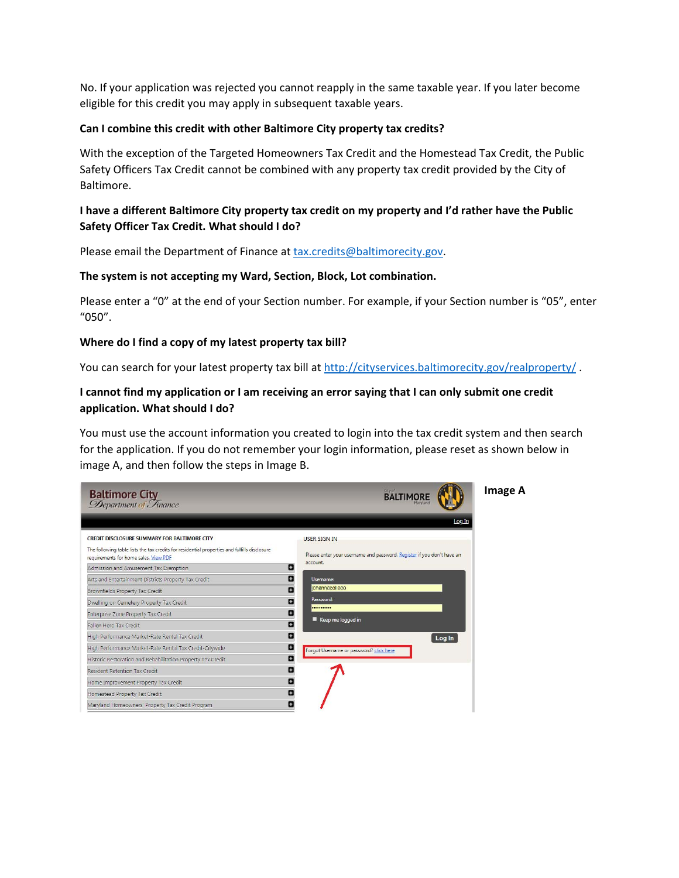No. If your application was rejected you cannot reapply in the same taxable year. If you later become eligible for this credit you may apply in subsequent taxable years.

**Can I combine this credit with other Baltimore City property tax credits?**

With the exception of the Targeted Homeowners Tax Credit and the Homestead Tax Credit, the Public Safety Officers Tax Credit cannot be combined with any property tax credit provided by the City of Baltimore.

**I have a different Baltimore City property tax credit on my property and I'd rather have the Public Safety Officer Tax Credit. What should I do?**

Please email the Department of Finance at tax.credits@baltimorecity.gov.

**The system is not accepting my Ward, Section, Block, Lot combination.**

Please enter a "0" at the end of your Section number. For example, if your Section number is "05", enter "050".

**Where do I find a copy of my latest property tax bill?**

You can search for your latest property tax bill at http://cityservices.baltimorecity.gov/realproperty/ .

**I cannot find my application or I am receiving an error saying that I can only submit one credit application. What should I do?**

You must use the account information you created to login into the tax credit system and then search for the application. If you do not remember your login information, please reset as shown below in image A, and then follow the steps in Image B.

**Image A**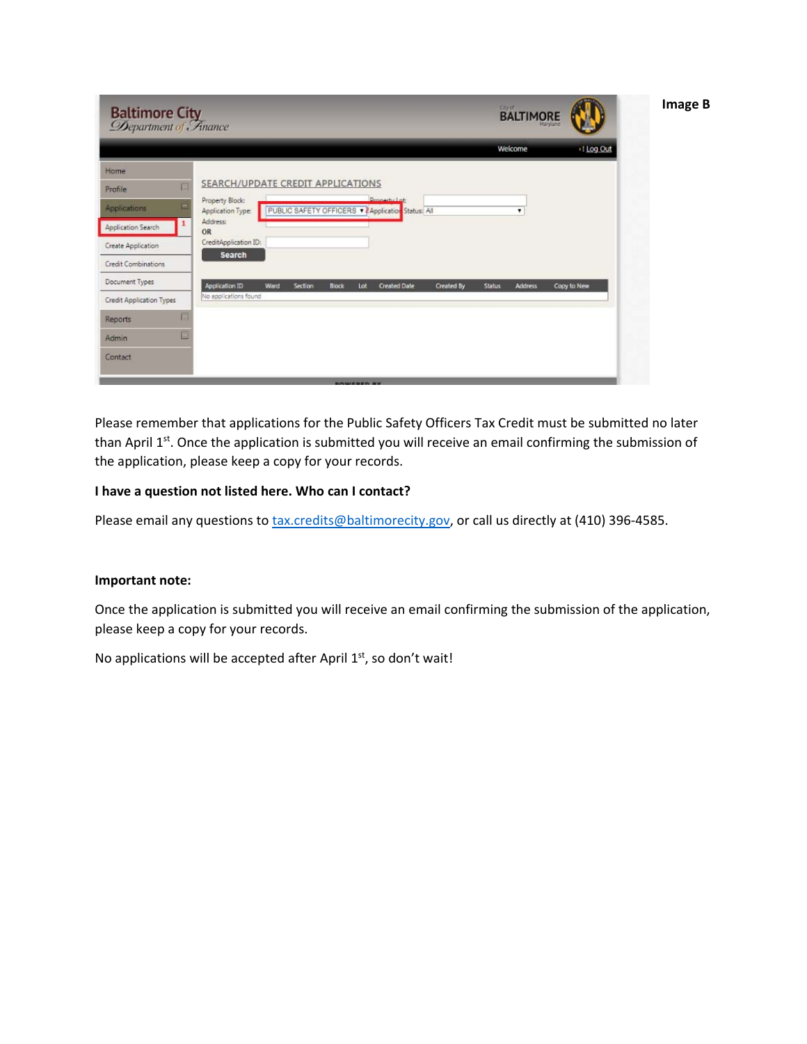**Image B**

Please remember that applications for the Public Safety Officers Tax Credit must be submitted no later than April 1st. Once the application is submitted you will receive an email confirming the submission of the application, please keep a copy for your records.

**I have a question not listed here. Who can I contact?**

Please email any questions to [tax.credits@baltimorecity.gov](mailto:tax.credits@baltimorecity.gov), or call us directly at (410) 396-4585.

**Important note:**

Once the application is submitted you will receive an email confirming the submission of the application, please keep a copy for your records.

No applications will be accepted after April 1st, so don't wait!